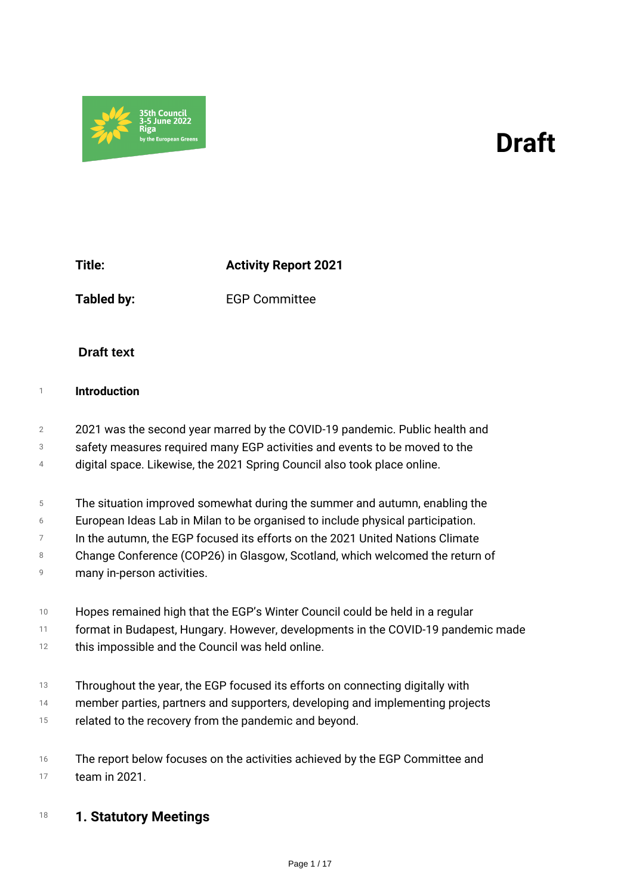35th Council
3-5 June 2022
Riga
by the European Greens

# Draft

**Title:** **Activity Report 2021**

**Tabled by:** EGP Committee

**Draft text**

**Introduction**

2021 was the second year marred by the COVID-19 pandemic. Public health and safety measures required many EGP activities and events to be moved to the digital space. Likewise, the 2021 Spring Council also took place online.

The situation improved somewhat during the summer and autumn, enabling the European Ideas Lab in Milan to be organised to include physical participation. In the autumn, the EGP focused its efforts on the 2021 United Nations Climate Change Conference (COP26) in Glasgow, Scotland, which welcomed the return of many in-person activities.

Hopes remained high that the EGP's Winter Council could be held in a regular format in Budapest, Hungary. However, developments in the COVID-19 pandemic made this impossible and the Council was held online.

Throughout the year, the EGP focused its efforts on connecting digitally with member parties, partners and supporters, developing and implementing projects related to the recovery from the pandemic and beyond.

The report below focuses on the activities achieved by the EGP Committee and team in 2021.

## 1. Statutory Meetings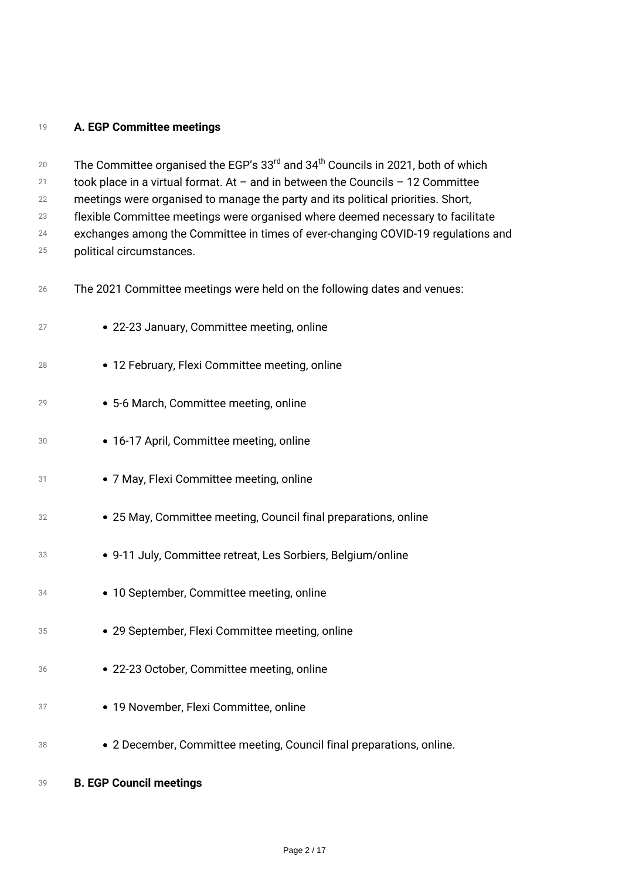### A. EGP Committee meetings

The Committee organised the EGP's 33rd and 34th Councils in 2021, both of which took place in a virtual format. At – and in between the Councils – 12 Committee meetings were organised to manage the party and its political priorities. Short, flexible Committee meetings were organised where deemed necessary to facilitate exchanges among the Committee in times of ever-changing COVID-19 regulations and political circumstances.

The 2021 Committee meetings were held on the following dates and venues:

- 22-23 January, Committee meeting, online
- 12 February, Flexi Committee meeting, online
- 5-6 March, Committee meeting, online
- 16-17 April, Committee meeting, online
- 7 May, Flexi Committee meeting, online
- 25 May, Committee meeting, Council final preparations, online
- 9-11 July, Committee retreat, Les Sorbiers, Belgium/online
- 10 September, Committee meeting, online
- 29 September, Flexi Committee meeting, online
- 22-23 October, Committee meeting, online
- 19 November, Flexi Committee, online
- 2 December, Committee meeting, Council final preparations, online.

### B. EGP Council meetings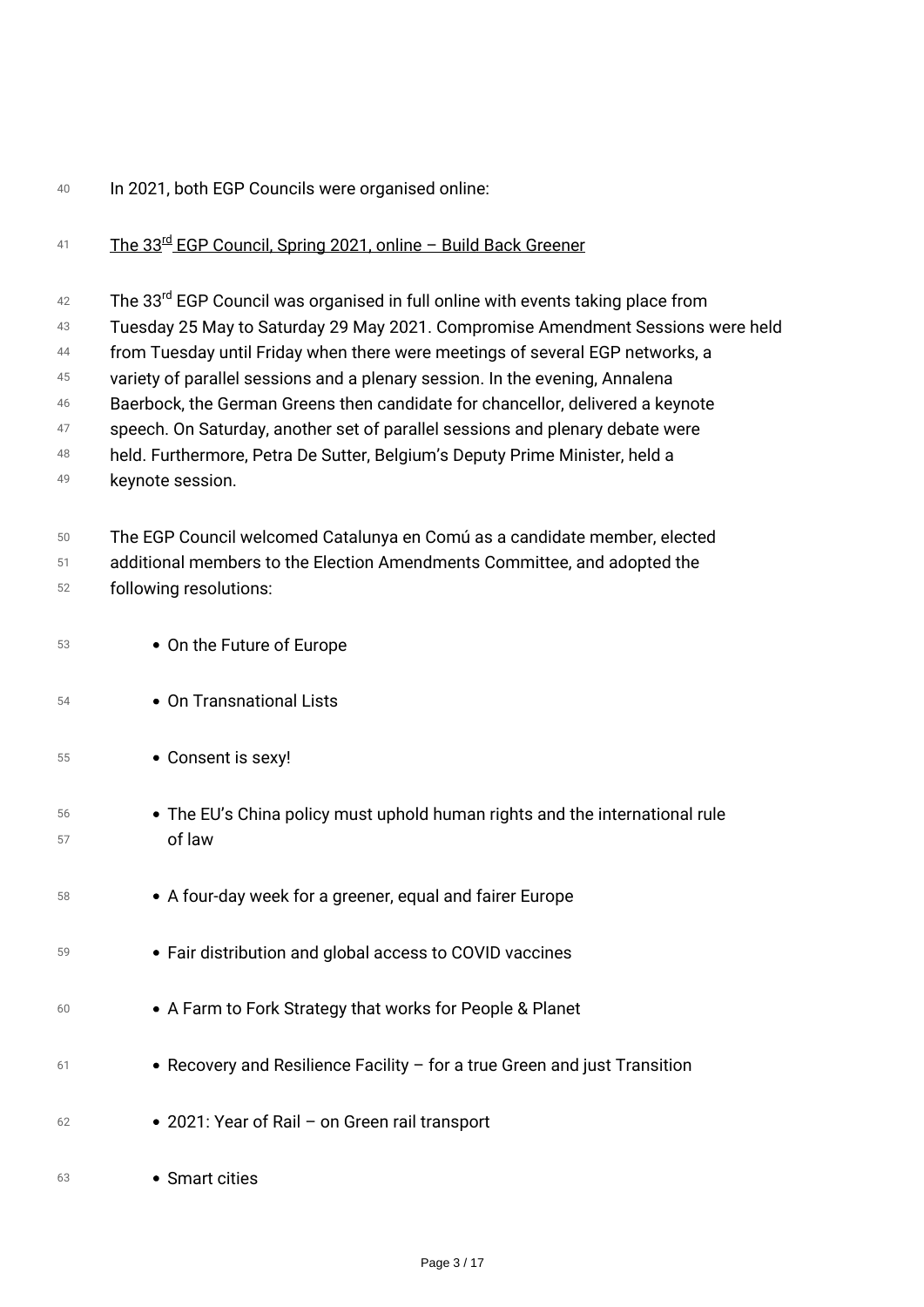In 2021, both EGP Councils were organised online:

The 33rd EGP Council, Spring 2021, online – Build Back Greener

The 33rd EGP Council was organised in full online with events taking place from Tuesday 25 May to Saturday 29 May 2021. Compromise Amendment Sessions were held from Tuesday until Friday when there were meetings of several EGP networks, a variety of parallel sessions and a plenary session. In the evening, Annalena Baerbock, the German Greens then candidate for chancellor, delivered a keynote speech. On Saturday, another set of parallel sessions and plenary debate were held. Furthermore, Petra De Sutter, Belgium's Deputy Prime Minister, held a keynote session.

The EGP Council welcomed Catalunya en Comú as a candidate member, elected additional members to the Election Amendments Committee, and adopted the following resolutions:

- On the Future of Europe
- On Transnational Lists
- Consent is sexy!
- The EU's China policy must uphold human rights and the international rule of law
- A four-day week for a greener, equal and fairer Europe
- Fair distribution and global access to COVID vaccines
- A Farm to Fork Strategy that works for People & Planet
- Recovery and Resilience Facility – for a true Green and just Transition
- 2021: Year of Rail – on Green rail transport
- Smart cities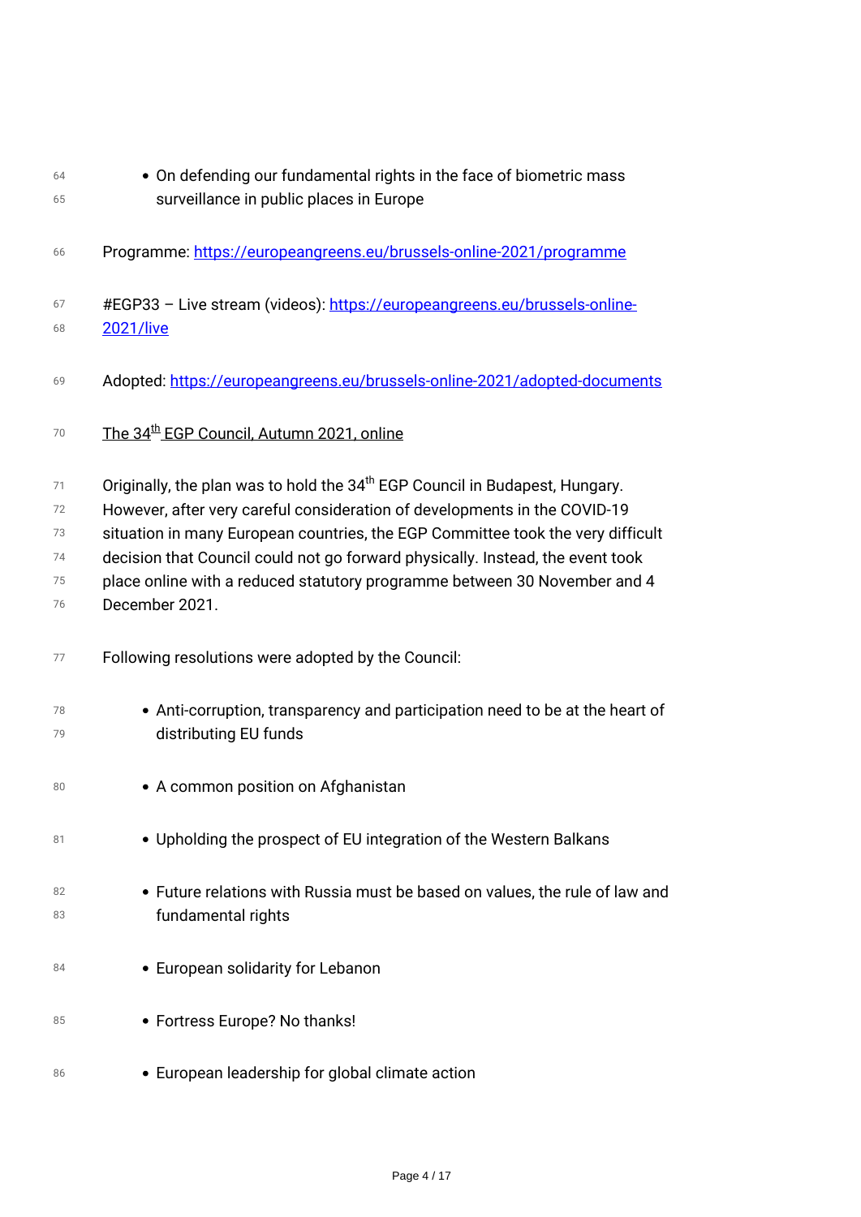- On defending our fundamental rights in the face of biometric mass surveillance in public places in Europe

Programme: https://europeangreens.eu/brussels-online-2021/programme

#EGP33 – Live stream (videos): https://europeangreens.eu/brussels-online-2021/live

Adopted: https://europeangreens.eu/brussels-online-2021/adopted-documents

The 34th EGP Council, Autumn 2021, online

Originally, the plan was to hold the 34th EGP Council in Budapest, Hungary. However, after very careful consideration of developments in the COVID-19 situation in many European countries, the EGP Committee took the very difficult decision that Council could not go forward physically. Instead, the event took place online with a reduced statutory programme between 30 November and 4 December 2021.

Following resolutions were adopted by the Council:

- Anti-corruption, transparency and participation need to be at the heart of distributing EU funds
- A common position on Afghanistan
- Upholding the prospect of EU integration of the Western Balkans
- Future relations with Russia must be based on values, the rule of law and fundamental rights
- European solidarity for Lebanon
- Fortress Europe? No thanks!
- European leadership for global climate action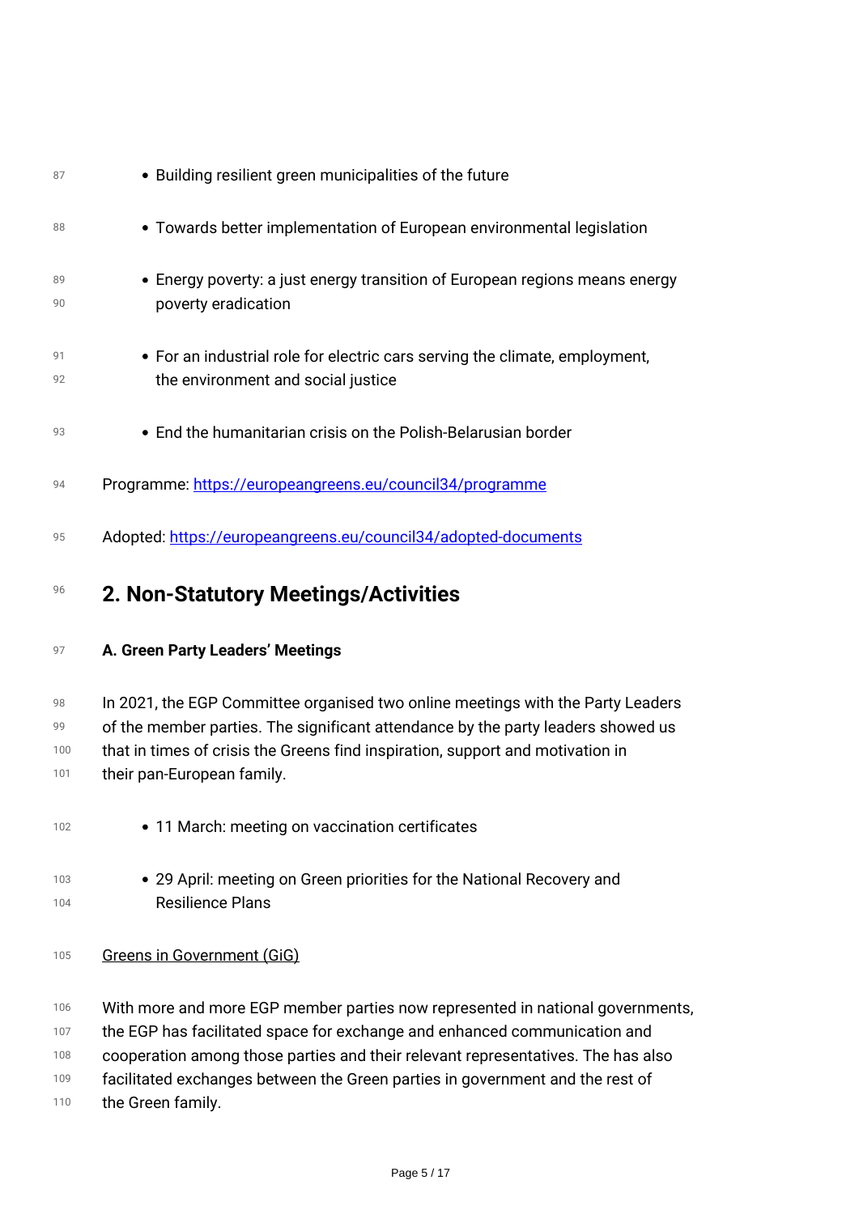- Building resilient green municipalities of the future
- Towards better implementation of European environmental legislation
- Energy poverty: a just energy transition of European regions means energy poverty eradication
- For an industrial role for electric cars serving the climate, employment, the environment and social justice
- End the humanitarian crisis on the Polish-Belarusian border

Programme: https://europeangreens.eu/council34/programme

Adopted: https://europeangreens.eu/council34/adopted-documents

## 2. Non-Statutory Meetings/Activities

**A. Green Party Leaders' Meetings**

In 2021, the EGP Committee organised two online meetings with the Party Leaders of the member parties. The significant attendance by the party leaders showed us that in times of crisis the Greens find inspiration, support and motivation in their pan-European family.

- 11 March: meeting on vaccination certificates
- 29 April: meeting on Green priorities for the National Recovery and Resilience Plans

Greens in Government (GiG)

With more and more EGP member parties now represented in national governments, the EGP has facilitated space for exchange and enhanced communication and cooperation among those parties and their relevant representatives. The has also facilitated exchanges between the Green parties in government and the rest of the Green family.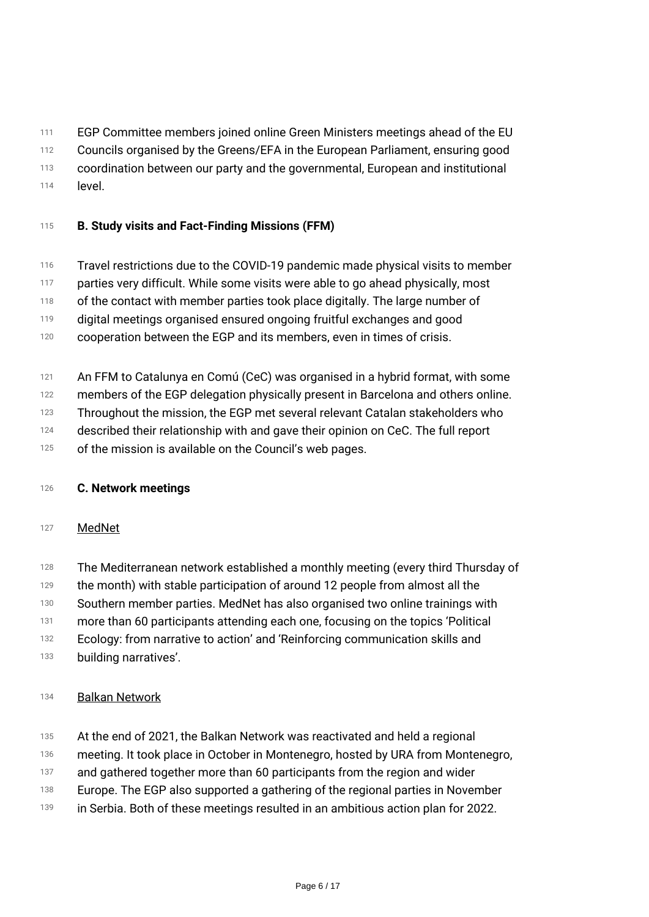EGP Committee members joined online Green Ministers meetings ahead of the EU Councils organised by the Greens/EFA in the European Parliament, ensuring good coordination between our party and the governmental, European and institutional level.

### B. Study visits and Fact-Finding Missions (FFM)

Travel restrictions due to the COVID-19 pandemic made physical visits to member parties very difficult. While some visits were able to go ahead physically, most of the contact with member parties took place digitally. The large number of digital meetings organised ensured ongoing fruitful exchanges and good cooperation between the EGP and its members, even in times of crisis.

An FFM to Catalunya en Comú (CeC) was organised in a hybrid format, with some members of the EGP delegation physically present in Barcelona and others online. Throughout the mission, the EGP met several relevant Catalan stakeholders who described their relationship with and gave their opinion on CeC. The full report of the mission is available on the Council's web pages.

### C. Network meetings

<u>MedNet</u>

The Mediterranean network established a monthly meeting (every third Thursday of the month) with stable participation of around 12 people from almost all the Southern member parties. MedNet has also organised two online trainings with more than 60 participants attending each one, focusing on the topics 'Political Ecology: from narrative to action' and 'Reinforcing communication skills and building narratives'.

<u>Balkan Network</u>

At the end of 2021, the Balkan Network was reactivated and held a regional meeting. It took place in October in Montenegro, hosted by URA from Montenegro, and gathered together more than 60 participants from the region and wider Europe. The EGP also supported a gathering of the regional parties in November in Serbia. Both of these meetings resulted in an ambitious action plan for 2022.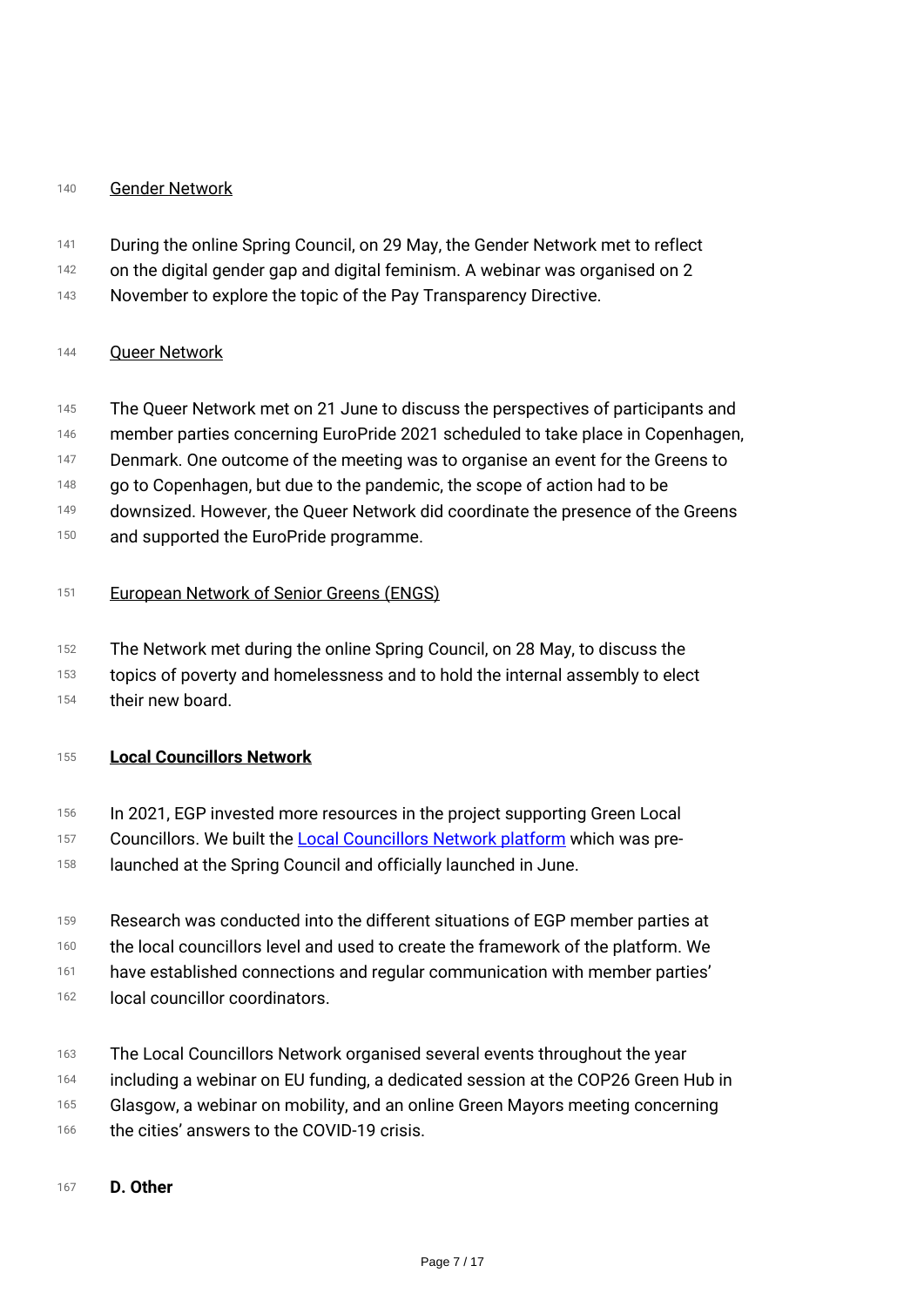Gender Network

During the online Spring Council, on 29 May, the Gender Network met to reflect on the digital gender gap and digital feminism. A webinar was organised on 2 November to explore the topic of the Pay Transparency Directive.

Queer Network

The Queer Network met on 21 June to discuss the perspectives of participants and member parties concerning EuroPride 2021 scheduled to take place in Copenhagen, Denmark. One outcome of the meeting was to organise an event for the Greens to go to Copenhagen, but due to the pandemic, the scope of action had to be downsized. However, the Queer Network did coordinate the presence of the Greens and supported the EuroPride programme.

European Network of Senior Greens (ENGS)

The Network met during the online Spring Council, on 28 May, to discuss the topics of poverty and homelessness and to hold the internal assembly to elect their new board.

**Local Councillors Network**

In 2021, EGP invested more resources in the project supporting Green Local Councillors. We built the Local Councillors Network platform which was pre-launched at the Spring Council and officially launched in June.

Research was conducted into the different situations of EGP member parties at the local councillors level and used to create the framework of the platform. We have established connections and regular communication with member parties' local councillor coordinators.

The Local Councillors Network organised several events throughout the year including a webinar on EU funding, a dedicated session at the COP26 Green Hub in Glasgow, a webinar on mobility, and an online Green Mayors meeting concerning the cities' answers to the COVID-19 crisis.

**D. Other**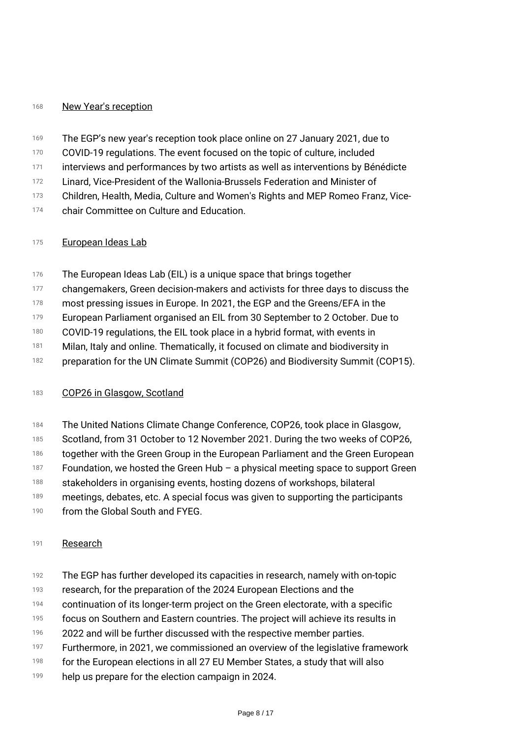New Year's reception

The EGP's new year's reception took place online on 27 January 2021, due to COVID-19 regulations. The event focused on the topic of culture, included interviews and performances by two artists as well as interventions by Bénédicte Linard, Vice-President of the Wallonia-Brussels Federation and Minister of Children, Health, Media, Culture and Women's Rights and MEP Romeo Franz, Vice-chair Committee on Culture and Education.

European Ideas Lab

The European Ideas Lab (EIL) is a unique space that brings together changemakers, Green decision-makers and activists for three days to discuss the most pressing issues in Europe. In 2021, the EGP and the Greens/EFA in the European Parliament organised an EIL from 30 September to 2 October. Due to COVID-19 regulations, the EIL took place in a hybrid format, with events in Milan, Italy and online. Thematically, it focused on climate and biodiversity in preparation for the UN Climate Summit (COP26) and Biodiversity Summit (COP15).

COP26 in Glasgow, Scotland

The United Nations Climate Change Conference, COP26, took place in Glasgow, Scotland, from 31 October to 12 November 2021. During the two weeks of COP26, together with the Green Group in the European Parliament and the Green European Foundation, we hosted the Green Hub – a physical meeting space to support Green stakeholders in organising events, hosting dozens of workshops, bilateral meetings, debates, etc. A special focus was given to supporting the participants from the Global South and FYEG.

Research

The EGP has further developed its capacities in research, namely with on-topic research, for the preparation of the 2024 European Elections and the continuation of its longer-term project on the Green electorate, with a specific focus on Southern and Eastern countries. The project will achieve its results in 2022 and will be further discussed with the respective member parties. Furthermore, in 2021, we commissioned an overview of the legislative framework for the European elections in all 27 EU Member States, a study that will also help us prepare for the election campaign in 2024.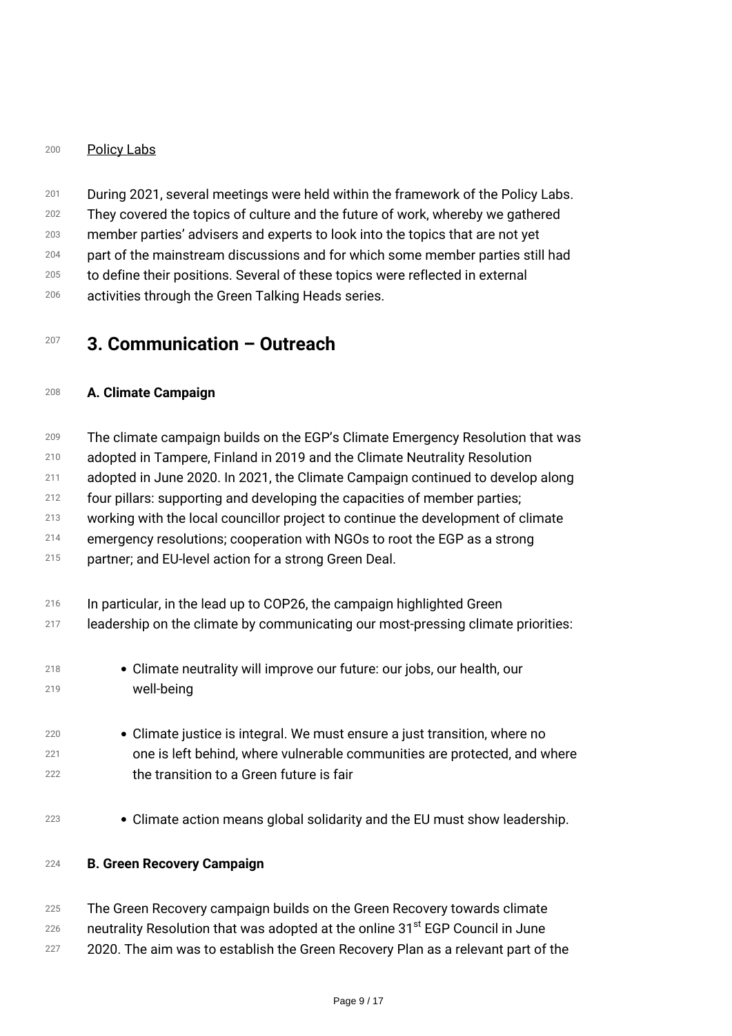Policy Labs

During 2021, several meetings were held within the framework of the Policy Labs. They covered the topics of culture and the future of work, whereby we gathered member parties' advisers and experts to look into the topics that are not yet part of the mainstream discussions and for which some member parties still had to define their positions. Several of these topics were reflected in external activities through the Green Talking Heads series.

# 3. Communication – Outreach

**A. Climate Campaign**

The climate campaign builds on the EGP's Climate Emergency Resolution that was adopted in Tampere, Finland in 2019 and the Climate Neutrality Resolution adopted in June 2020. In 2021, the Climate Campaign continued to develop along four pillars: supporting and developing the capacities of member parties; working with the local councillor project to continue the development of climate emergency resolutions; cooperation with NGOs to root the EGP as a strong partner; and EU-level action for a strong Green Deal.

In particular, in the lead up to COP26, the campaign highlighted Green leadership on the climate by communicating our most-pressing climate priorities:

- Climate neutrality will improve our future: our jobs, our health, our well-being
- Climate justice is integral. We must ensure a just transition, where no one is left behind, where vulnerable communities are protected, and where the transition to a Green future is fair
- Climate action means global solidarity and the EU must show leadership.

**B. Green Recovery Campaign**

The Green Recovery campaign builds on the Green Recovery towards climate neutrality Resolution that was adopted at the online 31st EGP Council in June 2020. The aim was to establish the Green Recovery Plan as a relevant part of the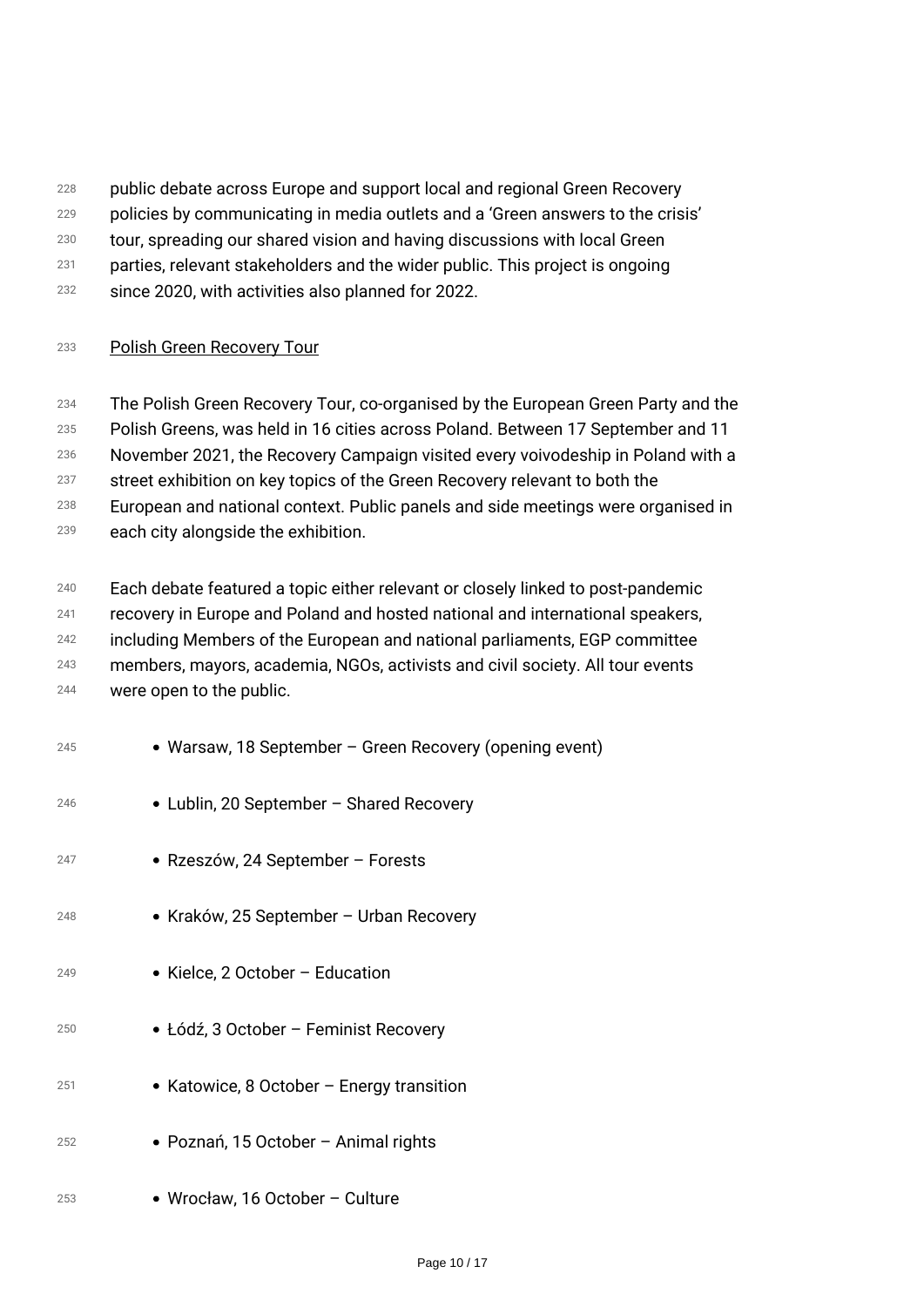public debate across Europe and support local and regional Green Recovery policies by communicating in media outlets and a 'Green answers to the crisis' tour, spreading our shared vision and having discussions with local Green parties, relevant stakeholders and the wider public. This project is ongoing since 2020, with activities also planned for 2022.

Polish Green Recovery Tour

The Polish Green Recovery Tour, co-organised by the European Green Party and the Polish Greens, was held in 16 cities across Poland. Between 17 September and 11 November 2021, the Recovery Campaign visited every voivodeship in Poland with a street exhibition on key topics of the Green Recovery relevant to both the European and national context. Public panels and side meetings were organised in each city alongside the exhibition.

Each debate featured a topic either relevant or closely linked to post-pandemic recovery in Europe and Poland and hosted national and international speakers, including Members of the European and national parliaments, EGP committee members, mayors, academia, NGOs, activists and civil society. All tour events were open to the public.

- Warsaw, 18 September – Green Recovery (opening event)
- Lublin, 20 September – Shared Recovery
- Rzeszów, 24 September – Forests
- Kraków, 25 September – Urban Recovery
- Kielce, 2 October – Education
- Łódź, 3 October – Feminist Recovery
- Katowice, 8 October – Energy transition
- Poznań, 15 October – Animal rights
- Wrocław, 16 October – Culture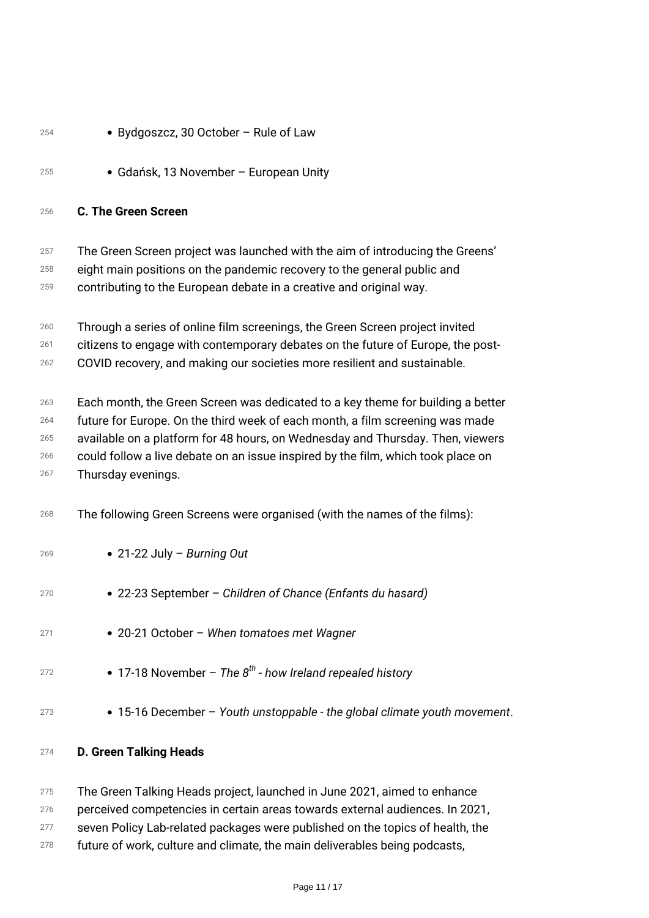- Bydgoszcz, 30 October – Rule of Law
- Gdańsk, 13 November – European Unity

**C. The Green Screen**

The Green Screen project was launched with the aim of introducing the Greens' eight main positions on the pandemic recovery to the general public and contributing to the European debate in a creative and original way.

Through a series of online film screenings, the Green Screen project invited citizens to engage with contemporary debates on the future of Europe, the post-COVID recovery, and making our societies more resilient and sustainable.

Each month, the Green Screen was dedicated to a key theme for building a better future for Europe. On the third week of each month, a film screening was made available on a platform for 48 hours, on Wednesday and Thursday. Then, viewers could follow a live debate on an issue inspired by the film, which took place on Thursday evenings.

The following Green Screens were organised (with the names of the films):

- 21-22 July – *Burning Out*
- 22-23 September – *Children of Chance (Enfants du hasard)*
- 20-21 October – *When tomatoes met Wagner*
- 17-18 November – *The 8th - how Ireland repealed history*
- 15-16 December – *Youth unstoppable - the global climate youth movement*.

**D. Green Talking Heads**

The Green Talking Heads project, launched in June 2021, aimed to enhance perceived competencies in certain areas towards external audiences. In 2021, seven Policy Lab-related packages were published on the topics of health, the future of work, culture and climate, the main deliverables being podcasts,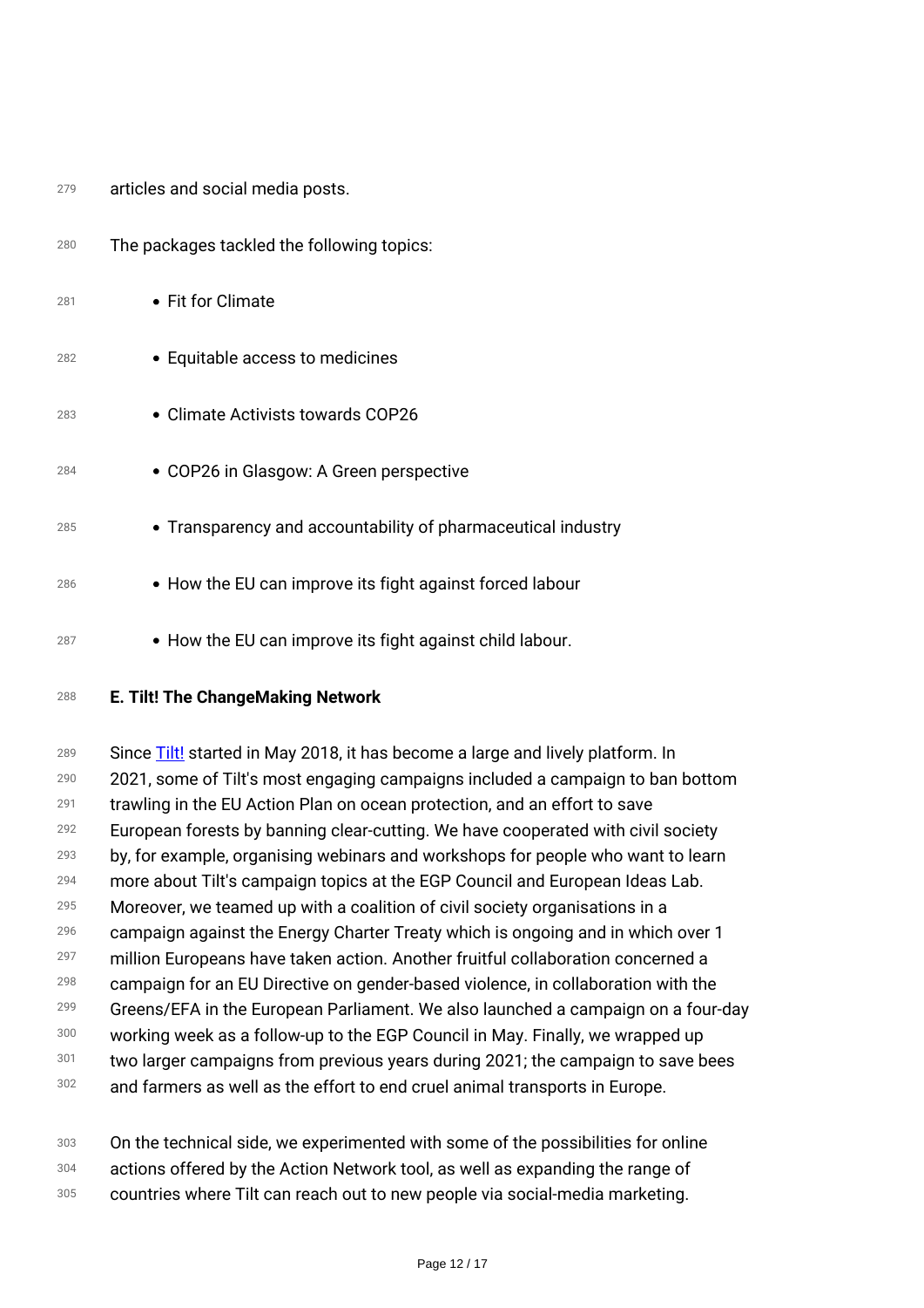articles and social media posts.

The packages tackled the following topics:

- Fit for Climate
- Equitable access to medicines
- Climate Activists towards COP26
- COP26 in Glasgow: A Green perspective
- Transparency and accountability of pharmaceutical industry
- How the EU can improve its fight against forced labour
- How the EU can improve its fight against child labour.

**E. Tilt! The ChangeMaking Network**

Since Tilt! started in May 2018, it has become a large and lively platform. In 2021, some of Tilt's most engaging campaigns included a campaign to ban bottom trawling in the EU Action Plan on ocean protection, and an effort to save European forests by banning clear-cutting. We have cooperated with civil society by, for example, organising webinars and workshops for people who want to learn more about Tilt's campaign topics at the EGP Council and European Ideas Lab. Moreover, we teamed up with a coalition of civil society organisations in a campaign against the Energy Charter Treaty which is ongoing and in which over 1 million Europeans have taken action. Another fruitful collaboration concerned a campaign for an EU Directive on gender-based violence, in collaboration with the Greens/EFA in the European Parliament. We also launched a campaign on a four-day working week as a follow-up to the EGP Council in May. Finally, we wrapped up two larger campaigns from previous years during 2021; the campaign to save bees and farmers as well as the effort to end cruel animal transports in Europe.

On the technical side, we experimented with some of the possibilities for online actions offered by the Action Network tool, as well as expanding the range of countries where Tilt can reach out to new people via social-media marketing.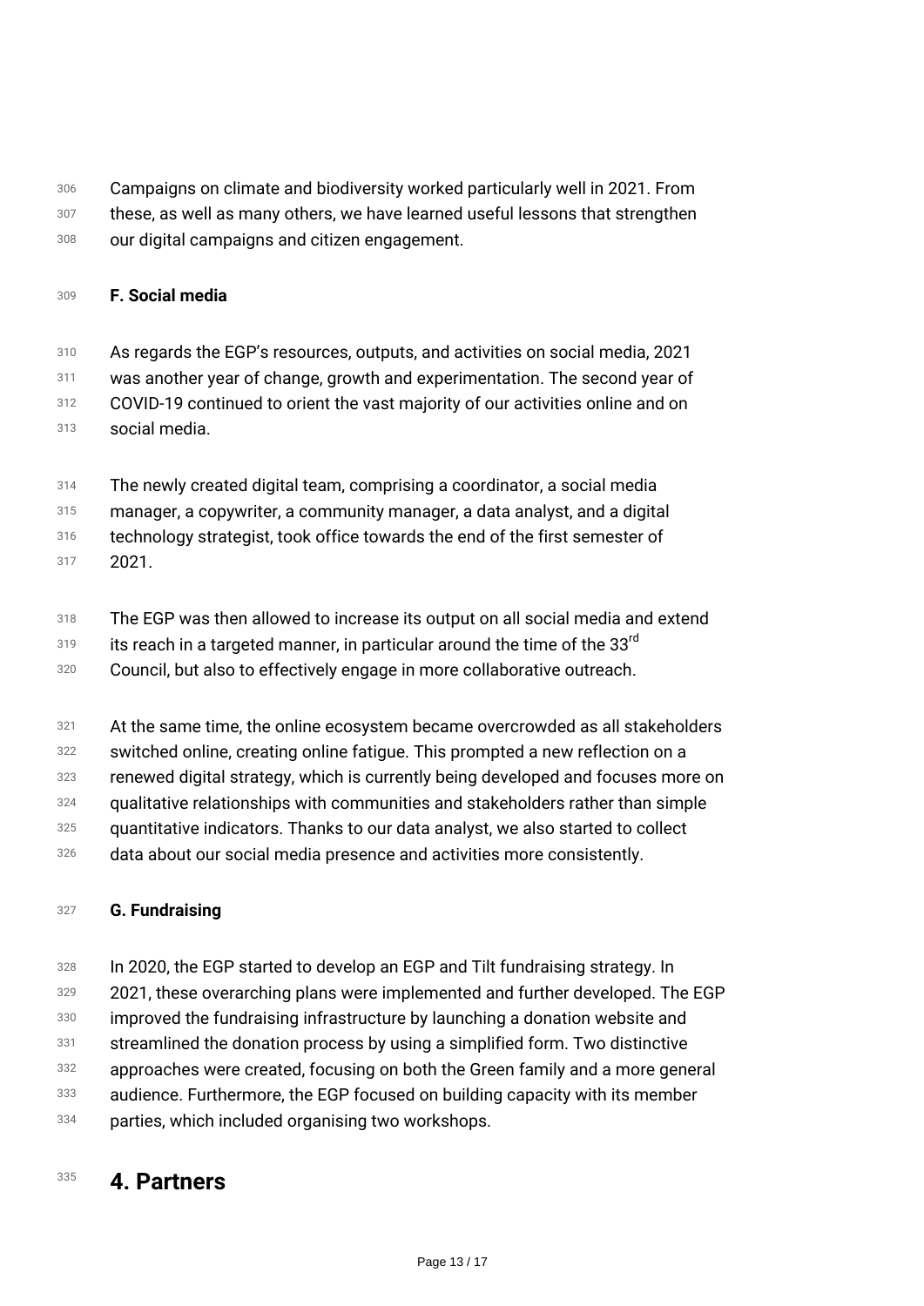Campaigns on climate and biodiversity worked particularly well in 2021. From these, as well as many others, we have learned useful lessons that strengthen our digital campaigns and citizen engagement.

### F. Social media

As regards the EGP's resources, outputs, and activities on social media, 2021 was another year of change, growth and experimentation. The second year of COVID-19 continued to orient the vast majority of our activities online and on social media.

The newly created digital team, comprising a coordinator, a social media manager, a copywriter, a community manager, a data analyst, and a digital technology strategist, took office towards the end of the first semester of 2021.

The EGP was then allowed to increase its output on all social media and extend its reach in a targeted manner, in particular around the time of the 33rd Council, but also to effectively engage in more collaborative outreach.

At the same time, the online ecosystem became overcrowded as all stakeholders switched online, creating online fatigue. This prompted a new reflection on a renewed digital strategy, which is currently being developed and focuses more on qualitative relationships with communities and stakeholders rather than simple quantitative indicators. Thanks to our data analyst, we also started to collect data about our social media presence and activities more consistently.

### G. Fundraising

In 2020, the EGP started to develop an EGP and Tilt fundraising strategy. In 2021, these overarching plans were implemented and further developed. The EGP improved the fundraising infrastructure by launching a donation website and streamlined the donation process by using a simplified form. Two distinctive approaches were created, focusing on both the Green family and a more general audience. Furthermore, the EGP focused on building capacity with its member parties, which included organising two workshops.

## 4. Partners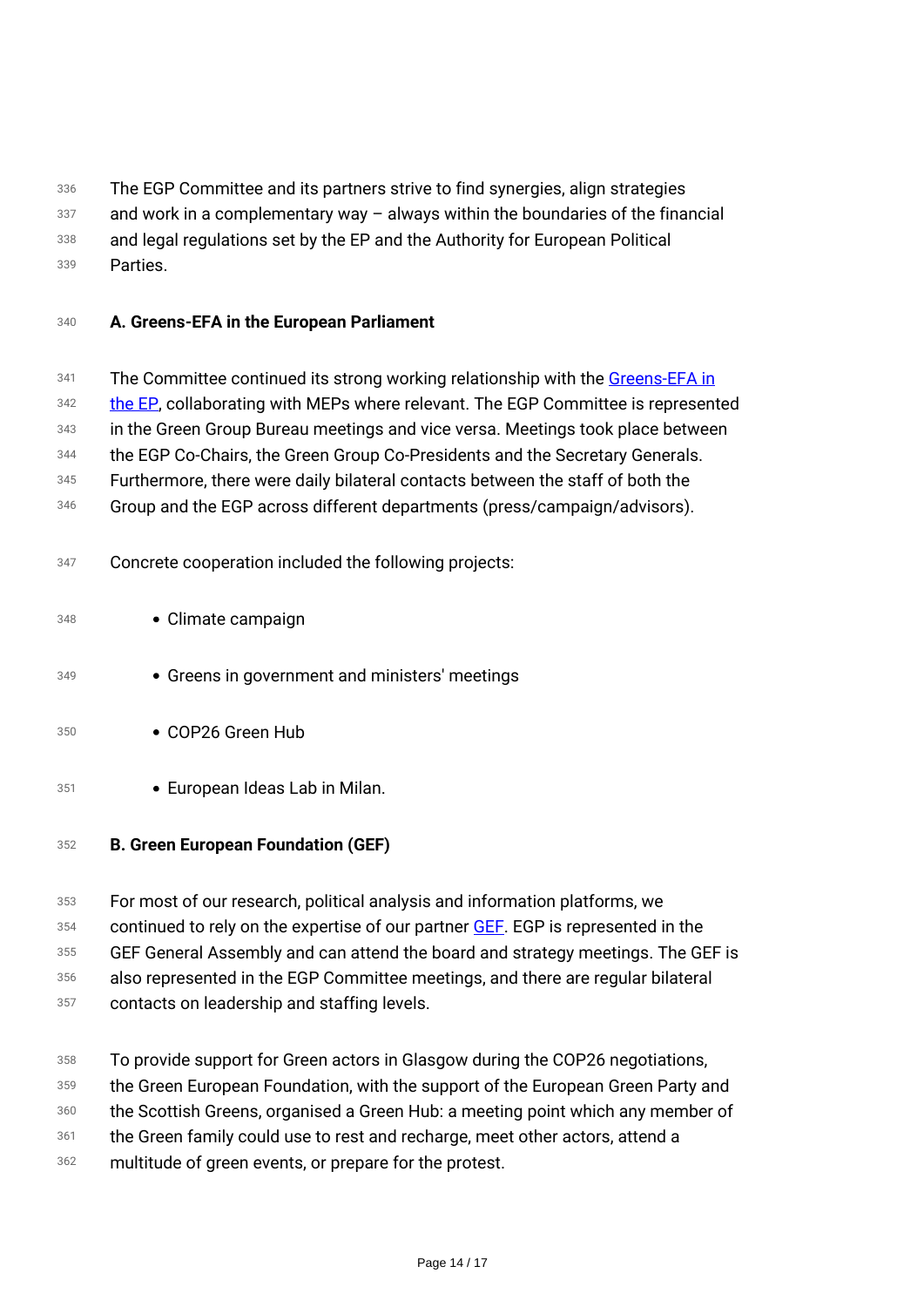The EGP Committee and its partners strive to find synergies, align strategies and work in a complementary way – always within the boundaries of the financial and legal regulations set by the EP and the Authority for European Political Parties.

**A. Greens-EFA in the European Parliament**

The Committee continued its strong working relationship with the [Greens-EFA in the EP](), collaborating with MEPs where relevant. The EGP Committee is represented in the Green Group Bureau meetings and vice versa. Meetings took place between the EGP Co-Chairs, the Green Group Co-Presidents and the Secretary Generals. Furthermore, there were daily bilateral contacts between the staff of both the Group and the EGP across different departments (press/campaign/advisors).

Concrete cooperation included the following projects:

- Climate campaign
- Greens in government and ministers' meetings
- COP26 Green Hub
- European Ideas Lab in Milan.

**B. Green European Foundation (GEF)**

For most of our research, political analysis and information platforms, we continued to rely on the expertise of our partner [GEF](). EGP is represented in the GEF General Assembly and can attend the board and strategy meetings. The GEF is also represented in the EGP Committee meetings, and there are regular bilateral contacts on leadership and staffing levels.

To provide support for Green actors in Glasgow during the COP26 negotiations, the Green European Foundation, with the support of the European Green Party and the Scottish Greens, organised a Green Hub: a meeting point which any member of the Green family could use to rest and recharge, meet other actors, attend a multitude of green events, or prepare for the protest.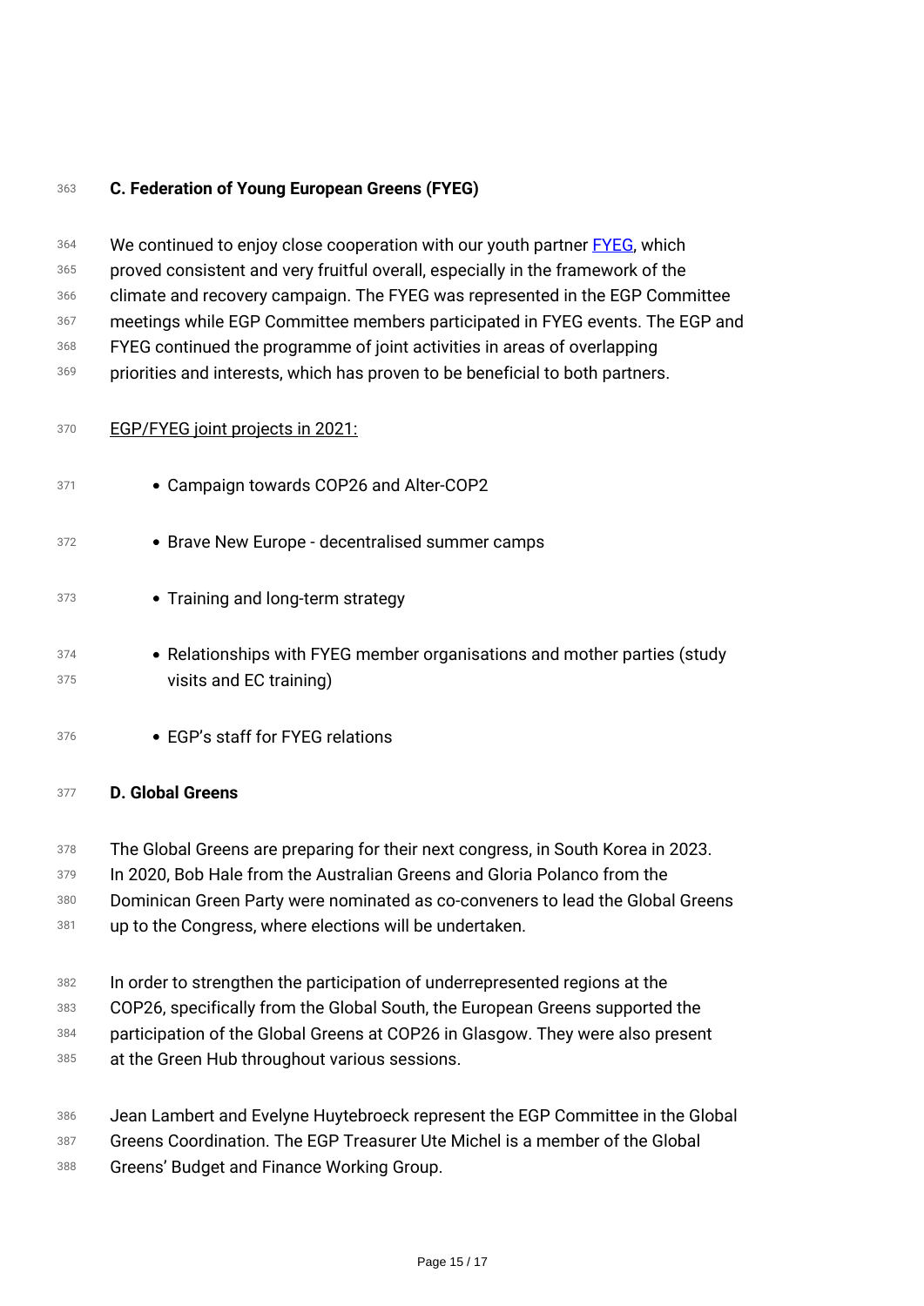### C. Federation of Young European Greens (FYEG)

We continued to enjoy close cooperation with our youth partner [FYEG](), which proved consistent and very fruitful overall, especially in the framework of the climate and recovery campaign. The FYEG was represented in the EGP Committee meetings while EGP Committee members participated in FYEG events. The EGP and FYEG continued the programme of joint activities in areas of overlapping priorities and interests, which has proven to be beneficial to both partners.

EGP/FYEG joint projects in 2021:

- Campaign towards COP26 and Alter-COP2
- Brave New Europe - decentralised summer camps
- Training and long-term strategy
- Relationships with FYEG member organisations and mother parties (study visits and EC training)
- EGP's staff for FYEG relations

### D. Global Greens

The Global Greens are preparing for their next congress, in South Korea in 2023. In 2020, Bob Hale from the Australian Greens and Gloria Polanco from the Dominican Green Party were nominated as co-conveners to lead the Global Greens up to the Congress, where elections will be undertaken.

In order to strengthen the participation of underrepresented regions at the COP26, specifically from the Global South, the European Greens supported the participation of the Global Greens at COP26 in Glasgow. They were also present at the Green Hub throughout various sessions.

Jean Lambert and Evelyne Huytebroeck represent the EGP Committee in the Global Greens Coordination. The EGP Treasurer Ute Michel is a member of the Global Greens' Budget and Finance Working Group.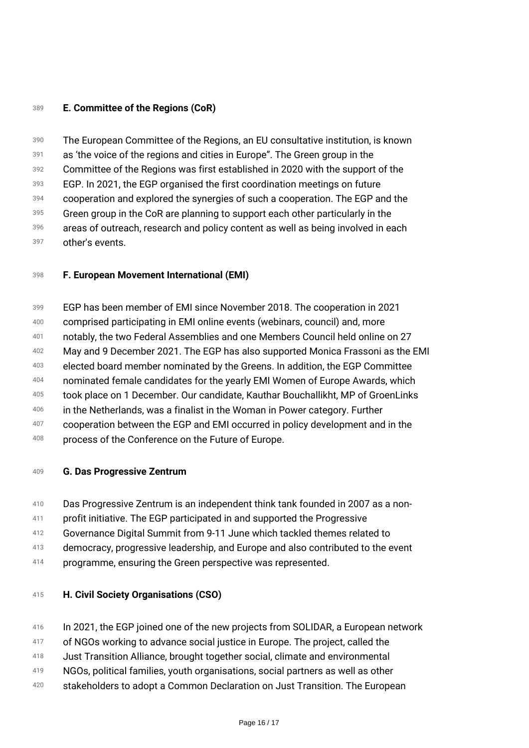**E. Committee of the Regions (CoR)**

The European Committee of the Regions, an EU consultative institution, is known as ‘the voice of the regions and cities in Europe”. The Green group in the Committee of the Regions was first established in 2020 with the support of the EGP. In 2021, the EGP organised the first coordination meetings on future cooperation and explored the synergies of such a cooperation. The EGP and the Green group in the CoR are planning to support each other particularly in the areas of outreach, research and policy content as well as being involved in each other's events.

**F. European Movement International (EMI)**

EGP has been member of EMI since November 2018. The cooperation in 2021 comprised participating in EMI online events (webinars, council) and, more notably, the two Federal Assemblies and one Members Council held online on 27 May and 9 December 2021. The EGP has also supported Monica Frassoni as the EMI elected board member nominated by the Greens. In addition, the EGP Committee nominated female candidates for the yearly EMI Women of Europe Awards, which took place on 1 December. Our candidate, Kauthar Bouchallikht, MP of GroenLinks in the Netherlands, was a finalist in the Woman in Power category. Further cooperation between the EGP and EMI occurred in policy development and in the process of the Conference on the Future of Europe.

**G. Das Progressive Zentrum**

Das Progressive Zentrum is an independent think tank founded in 2007 as a non-profit initiative. The EGP participated in and supported the Progressive Governance Digital Summit from 9-11 June which tackled themes related to democracy, progressive leadership, and Europe and also contributed to the event programme, ensuring the Green perspective was represented.

**H. Civil Society Organisations (CSO)**

In 2021, the EGP joined one of the new projects from SOLIDAR, a European network of NGOs working to advance social justice in Europe. The project, called the Just Transition Alliance, brought together social, climate and environmental NGOs, political families, youth organisations, social partners as well as other stakeholders to adopt a Common Declaration on Just Transition. The European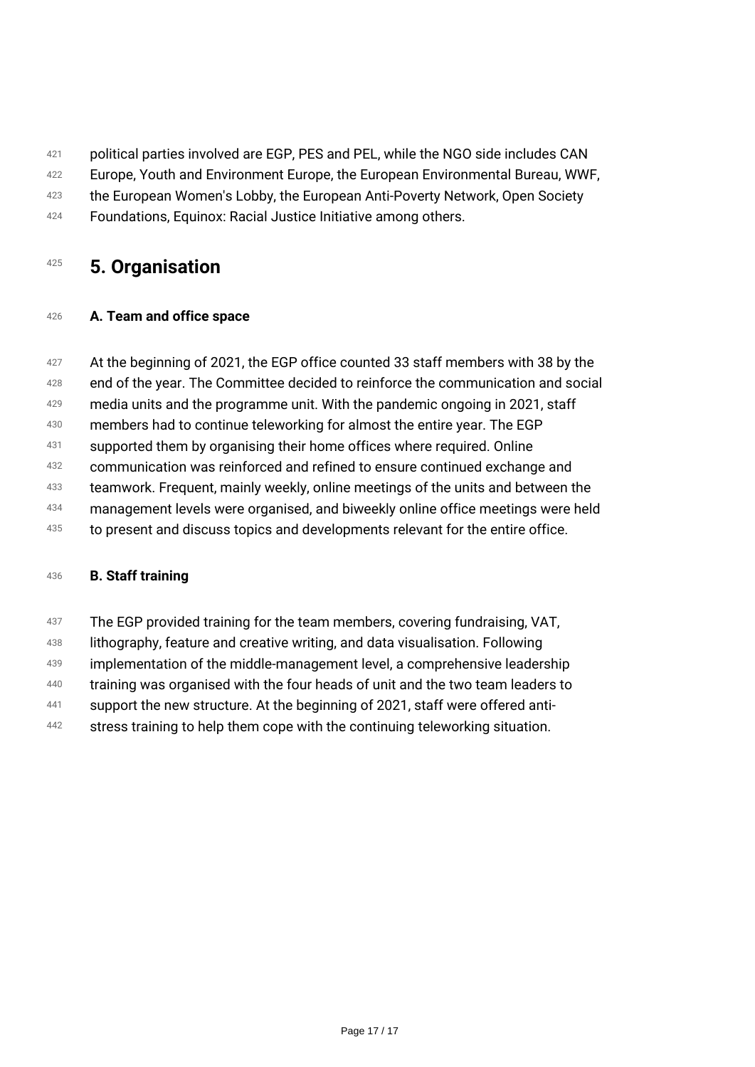political parties involved are EGP, PES and PEL, while the NGO side includes CAN Europe, Youth and Environment Europe, the European Environmental Bureau, WWF, the European Women's Lobby, the European Anti-Poverty Network, Open Society Foundations, Equinox: Racial Justice Initiative among others.

# 5. Organisation

### A. Team and office space

At the beginning of 2021, the EGP office counted 33 staff members with 38 by the end of the year. The Committee decided to reinforce the communication and social media units and the programme unit. With the pandemic ongoing in 2021, staff members had to continue teleworking for almost the entire year. The EGP supported them by organising their home offices where required. Online communication was reinforced and refined to ensure continued exchange and teamwork. Frequent, mainly weekly, online meetings of the units and between the management levels were organised, and biweekly online office meetings were held to present and discuss topics and developments relevant for the entire office.

### B. Staff training

The EGP provided training for the team members, covering fundraising, VAT, lithography, feature and creative writing, and data visualisation. Following implementation of the middle-management level, a comprehensive leadership training was organised with the four heads of unit and the two team leaders to support the new structure. At the beginning of 2021, staff were offered anti-stress training to help them cope with the continuing teleworking situation.